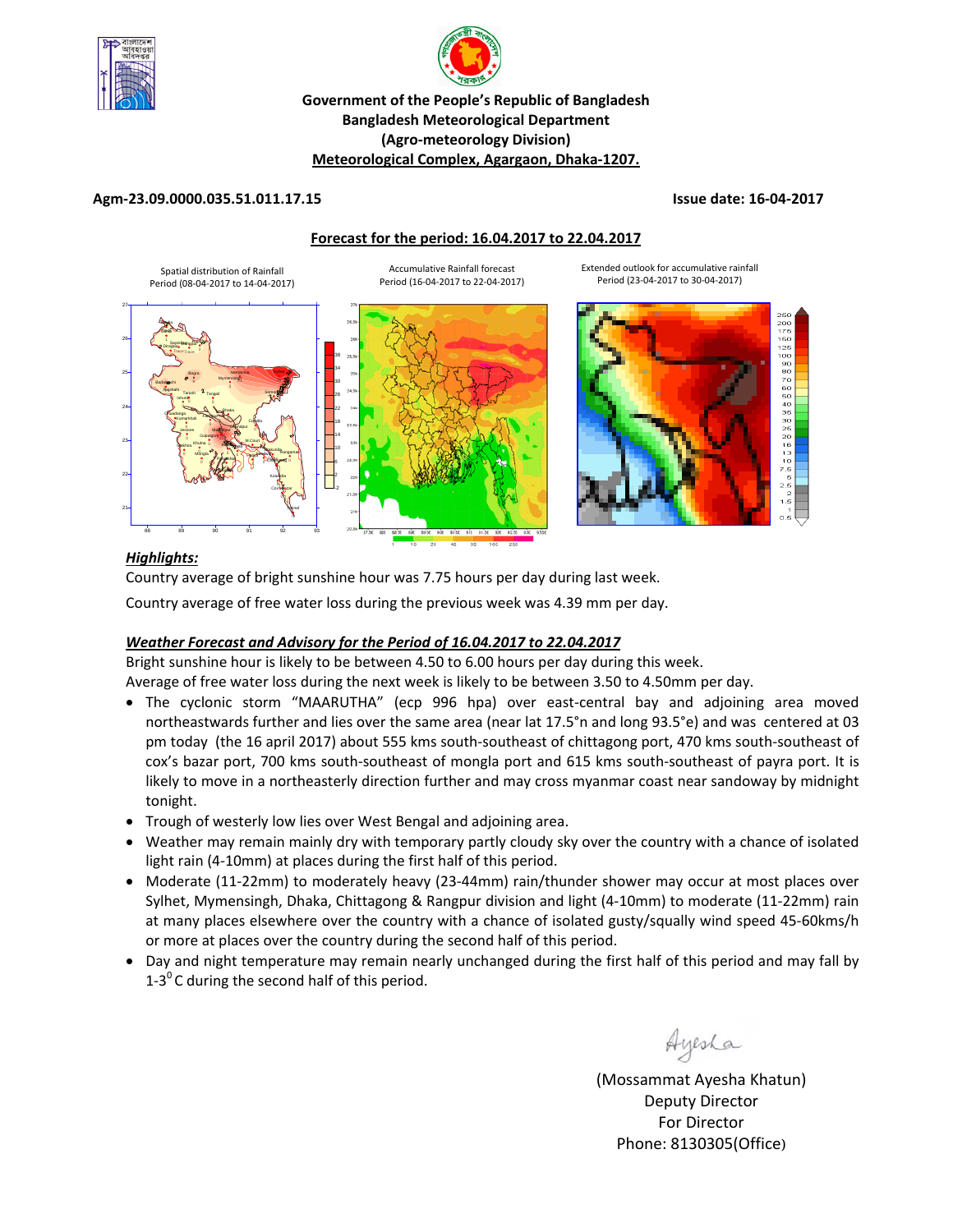**Government of the People's Republic of Bangladesh**
**Bangladesh Meteorological Department**
**(Agro-meteorology Division)**
**Meteorological Complex, Agargaon, Dhaka-1207.**

**Agm-23.09.0000.035.51.011.17.15** **Issue date: 16-04-2017**

## Forecast for the period: 16.04.2017 to 22.04.2017

Spatial distribution of Rainfall Period (08-04-2017 to 14-04-2017)

Accumulative Rainfall forecast Period (16-04-2017 to 22-04-2017)

Extended outlook for accumulative rainfall Period (23-04-2017 to 30-04-2017)

### *Highlights:*

Country average of bright sunshine hour was 7.75 hours per day during last week.

Country average of free water loss during the previous week was 4.39 mm per day.

### *Weather Forecast and Advisory for the Period of 16.04.2017 to 22.04.2017*

Bright sunshine hour is likely to be between 4.50 to 6.00 hours per day during this week.

Average of free water loss during the next week is likely to be between 3.50 to 4.50mm per day.

- The cyclonic storm "MAARUTHA" (ecp 996 hpa) over east-central bay and adjoining area moved northeastwards further and lies over the same area (near lat 17.5°n and long 93.5°e) and was centered at 03 pm today (the 16 april 2017) about 555 kms south-southeast of chittagong port, 470 kms south-southeast of cox's bazar port, 700 kms south-southeast of mongla port and 615 kms south-southeast of payra port. It is likely to move in a northeasterly direction further and may cross myanmar coast near sandoway by midnight tonight.
- Trough of westerly low lies over West Bengal and adjoining area.
- Weather may remain mainly dry with temporary partly cloudy sky over the country with a chance of isolated light rain (4-10mm) at places during the first half of this period.
- Moderate (11-22mm) to moderately heavy (23-44mm) rain/thunder shower may occur at most places over Sylhet, Mymensingh, Dhaka, Chittagong & Rangpur division and light (4-10mm) to moderate (11-22mm) rain at many places elsewhere over the country with a chance of isolated gusty/squally wind speed 45-60kms/h or more at places over the country during the second half of this period.
- Day and night temperature may remain nearly unchanged during the first half of this period and may fall by 1-3$^{0}$C during the second half of this period.

Ayesha

(Mossammat Ayesha Khatun)
Deputy Director
For Director
Phone: 8130305(Office)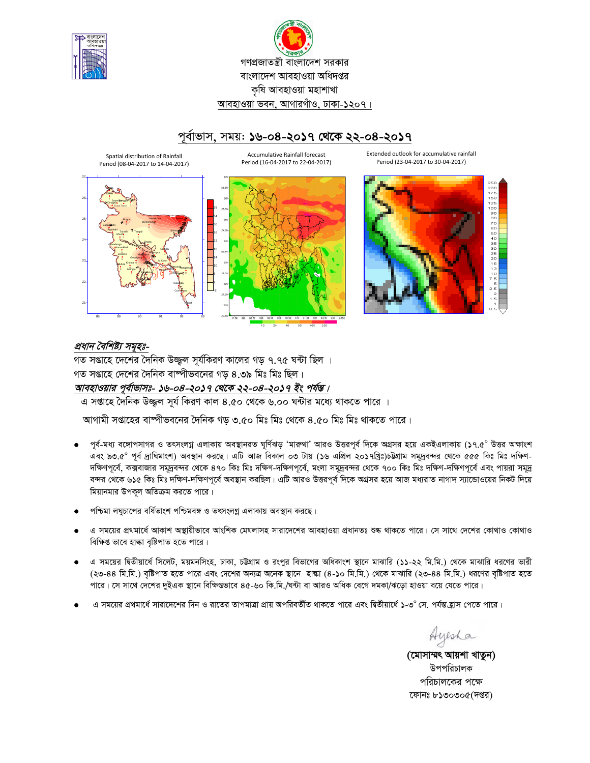গণপ্রজাতন্ত্রী বাংলাদেশ সরকার

বাংলাদেশ আবহাওয়া অধিদপ্তর

কৃষি আবহাওয়া মহাশাখা

আবহাওয়া ভবন, আগারগাঁও, ঢাকা-১২০৭।

## পূর্বাভাস, সময়: ১৬-০৪-২০১৭ থেকে ২২-০৪-২০১৭

Spatial distribution of Rainfall Period (08-04-2017 to 14-04-2017)

Accumulative Rainfall forecast Period (16-04-2017 to 22-04-2017)

Extended outlook for accumulative rainfall Period (23-04-2017 to 30-04-2017)

***প্রধান বৈশিষ্ট্য সমূহঃ-***

গত সপ্তাহে দেশের দৈনিক উজ্জ্বল সূর্যকিরণ কালের গড় ৭.৭৫ ঘন্টা ছিল ।

গত সপ্তাহে দেশের দৈনিক বাষ্পীভবনের গড় ৪.৩৯ মিঃ মিঃ ছিল।

***আবহাওয়ার পূর্বাভাসঃ- ১৬-০৪-২০১৭ থেকে ২২-০৪-২০১৭ ইং পর্যন্ত।***

এ সপ্তাহে দৈনিক উজ্জ্বল সূর্য কিরণ কাল ৪.৫০ থেকে ৬.০০ ঘন্টার মধ্যে থাকতে পারে ।

আগামী সপ্তাহের বাষ্পীভবনের দৈনিক গড় ৩.৫০ মিঃ মিঃ থেকে ৪.৫০ মিঃ মিঃ থাকতে পারে।

- পূর্ব-মধ্য বঙ্গোপসাগর ও তৎসংলগ্ন এলাকায় অবস্থানরত ঘূর্ণিঝড় 'মারুথা' আরও উত্তরপূর্ব দিকে অগ্রসর হয়ে একইএলাকায় (১৭.৫° উত্তর অক্ষাংশ এবং ৯৩.৫° পূর্ব দ্রাঘিমাংশ) অবস্থান করছে। এটি আজ বিকাল ০৩ টায় (১৬ এপ্রিল ২০১৭খ্রিঃ)চট্টগ্রাম সমুদ্রবন্দর থেকে ৫৫৫ কিঃ মিঃ দক্ষিণ-দক্ষিণপূর্বে, কক্সবাজার সমুদ্রবন্দর থেকে ৪৭০ কিঃ মিঃ দক্ষিণ-দক্ষিণপূর্বে, মংলা সমুদ্রবন্দর থেকে ৭০০ কিঃ মিঃ দক্ষিণ-দক্ষিণপূর্বে এবং পায়রা সমুদ্র বন্দর থেকে ৬১৫ কিঃ মিঃ দক্ষিণ-দক্ষিণপূর্বে অবস্থান করছিল। এটি আরও উত্তরপূর্ব দিকে অগ্রসর হয়ে আজ মধ্যরাত নাগাদ স্যান্ডোওয়ের নিকট দিয়ে মিয়ানমার উপকূল অতিক্রম করতে পারে।
- পশ্চিমা লঘুচাপের বর্ধিতাংশ পশ্চিমবঙ্গ ও তৎসংলগ্ন এলাকায় অবস্থান করছে।
- এ সময়ের প্রথমার্ধে আকাশ অস্থায়ীভাবে আংশিক মেঘলাসহ সারাদেশের আবহাওয়া প্রধানতঃ শুষ্ক থাকতে পারে। সে সাথে দেশের কোথাও কোথাও বিক্ষিপ্ত ভাবে হাল্কা বৃষ্টিপাত হতে পারে।
- এ সময়ের দ্বিতীয়ার্ধে সিলেট, ময়মনসিংহ, ঢাকা, চট্টগ্রাম ও রংপুর বিভাগের অধিকাংশ স্থানে মাঝারি (১১-২২ মি.মি.) থেকে মাঝারি ধরণের ভারী (২৩-৪৪ মি.মি.) বৃষ্টিপাত হতে পারে এবং দেশের অন্যত্র অনেক স্থানে হাল্কা (৪-১০ মি.মি.) থেকে মাঝারি (২৩-৪৪ মি.মি.) ধরণের বৃষ্টিপাত হতে পারে। সে সাথে দেশের দুইএক স্থানে বিক্ষিপ্তভাবে ৪৫-৬০ কি.মি./ঘন্টা বা আরও অধিক বেগে দমকা/ঝড়ো হাওয়া বয়ে যেতে পারে।
- এ সময়ের প্রথমার্ধে সারাদেশের দিন ও রাতের তাপমাত্রা প্রায় অপরিবর্তীত থাকতে পারে এবং দ্বিতীয়ার্ধে ১-৩° সে. পর্যন্তহ্রাস পেতে পারে।

Ayesha

**(মোসাম্মৎ আয়শা খাতুন)**

উপপরিচালক

পরিচালকের পক্ষে

ফোনঃ ৮১৩০৩০৫(দপ্তর)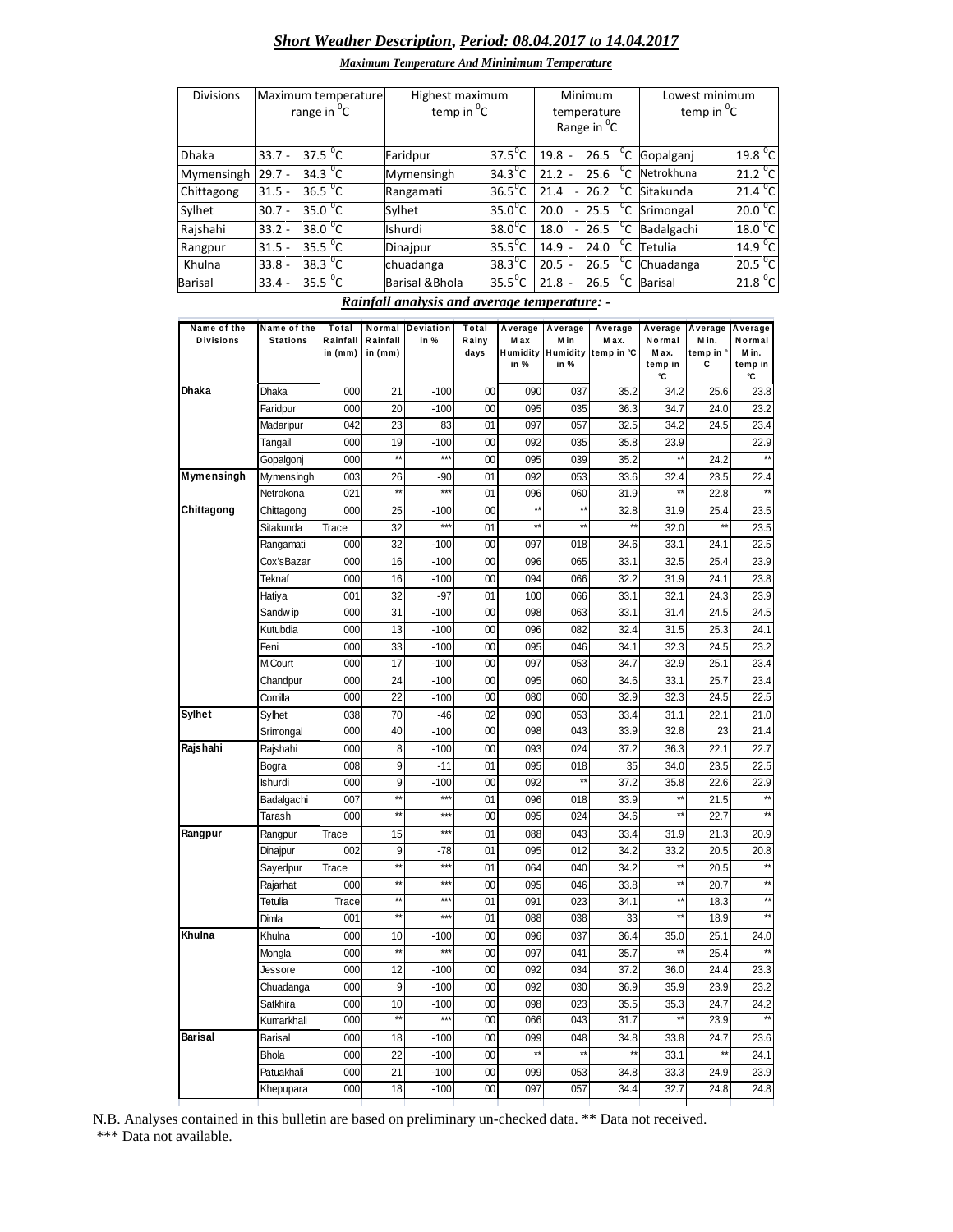## ***Short Weather Description, Period: 08.04.2017 to 14.04.2017***

***Maximum Temperature And Mininimum Temperature***

| Divisions | Maximum temperature range in $^0$C | Highest maximum temp in $^0$C | | Minimum temperature Range in $^0$C | Lowest minimum temp in $^0$C | |
|---|---|---|---|---|---|---|
| Dhaka | 33.7 - 37.5 $^0$C | Faridpur | 37.5 $^0$C | 19.8 - 26.5 $^0$C | Gopalganj | 19.8 $^0$C |
| Mymensingh | 29.7 - 34.3 $^0$C | Mymensingh | 34.3 $^0$C | 21.2 - 25.6 $^0$C | Netrokhuna | 21.2 $^0$C |
| Chittagong | 31.5 - 36.5 $^0$C | Rangamati | 36.5 $^0$C | 21.4 - 26.2 $^0$C | Sitakunda | 21.4 $^0$C |
| Sylhet | 30.7 - 35.0 $^0$C | Sylhet | 35.0 $^0$C | 20.0 - 25.5 $^0$C | Srimongal | 20.0 $^0$C |
| Rajshahi | 33.2 - 38.0 $^0$C | Ishurdi | 38.0 $^0$C | 18.0 - 26.5 $^0$C | Badalgachi | 18.0 $^0$C |
| Rangpur | 31.5 - 35.5 $^0$C | Dinajpur | 35.5 $^0$C | 14.9 - 24.0 $^0$C | Tetulia | 14.9 $^0$C |
| Khulna | 33.8 - 38.3 $^0$C | chuadanga | 38.3 $^0$C | 20.5 - 26.5 $^0$C | Chuadanga | 20.5 $^0$C |
| Barisal | 33.4 - 35.5 $^0$C | Barisal &Bhola | 35.5 $^0$C | 21.8 - 26.5 $^0$C | Barisal | 21.8 $^0$C |

***Rainfall analysis and average temperature: -***

| Name of the Divisions | Name of the Stations | Total Rainfall in (mm) | Normal Rainfall in (mm) | Deviation in % | Total Rainy days | Average Max Humidity in % | Average Min Humidity in % | Average Max. temp in °C | Average Normal Max. temp in °C | Average Min. temp in °C | Average Normal Min. temp in °C |
|---|---|---|---|---|---|---|---|---|---|---|---|
| Dhaka | Dhaka | 000 | 21 | -100 | 00 | 090 | 037 | 35.2 | 34.2 | 25.6 | 23.8 |
| | Faridpur | 000 | 20 | -100 | 00 | 095 | 035 | 36.3 | 34.7 | 24.0 | 23.2 |
| | Madaripur | 042 | 23 | 83 | 01 | 097 | 057 | 32.5 | 34.2 | 24.5 | 23.4 |
| | Tangail | 000 | 19 | -100 | 00 | 092 | 035 | 35.8 | 23.9 | | 22.9 |
| | Gopalgonj | 000 | ** | *** | 00 | 095 | 039 | 35.2 | ** | 24.2 | ** |
| Mymensingh | Mymensingh | 003 | 26 | -90 | 01 | 092 | 053 | 33.6 | 32.4 | 23.5 | 22.4 |
| | Netrokona | 021 | ** | *** | 01 | 096 | 060 | 31.9 | ** | 22.8 | ** |
| Chittagong | Chittagong | 000 | 25 | -100 | 00 | ** | ** | 32.8 | 31.9 | 25.4 | 23.5 |
| | Sitakunda | Trace | 32 | *** | 01 | ** | ** | ** | 32.0 | ** | 23.5 |
| | Rangamati | 000 | 32 | -100 | 00 | 097 | 018 | 34.6 | 33.1 | 24.1 | 22.5 |
| | Cox'sBazar | 000 | 16 | -100 | 00 | 096 | 065 | 33.1 | 32.5 | 25.4 | 23.9 |
| | Teknaf | 000 | 16 | -100 | 00 | 094 | 066 | 32.2 | 31.9 | 24.1 | 23.8 |
| | Hatiya | 001 | 32 | -97 | 01 | 100 | 066 | 33.1 | 32.1 | 24.3 | 23.9 |
| | Sandw ip | 000 | 31 | -100 | 00 | 098 | 063 | 33.1 | 31.4 | 24.5 | 24.5 |
| | Kutubdia | 000 | 13 | -100 | 00 | 096 | 082 | 32.4 | 31.5 | 25.3 | 24.1 |
| | Feni | 000 | 33 | -100 | 00 | 095 | 046 | 34.1 | 32.3 | 24.5 | 23.2 |
| | M.Court | 000 | 17 | -100 | 00 | 097 | 053 | 34.7 | 32.9 | 25.1 | 23.4 |
| | Chandpur | 000 | 24 | -100 | 00 | 095 | 060 | 34.6 | 33.1 | 25.7 | 23.4 |
| | Comilla | 000 | 22 | -100 | 00 | 080 | 060 | 32.9 | 32.3 | 24.5 | 22.5 |
| Sylhet | Sylhet | 038 | 70 | -46 | 02 | 090 | 053 | 33.4 | 31.1 | 22.1 | 21.0 |
| | Srimongal | 000 | 40 | -100 | 00 | 098 | 043 | 33.9 | 32.8 | 23 | 21.4 |
| Rajshahi | Rajshahi | 000 | 8 | -100 | 00 | 093 | 024 | 37.2 | 36.3 | 22.1 | 22.7 |
| | Bogra | 008 | 9 | -11 | 01 | 095 | 018 | 35 | 34.0 | 23.5 | 22.5 |
| | Ishurdi | 000 | 9 | -100 | 00 | 092 | ** | 37.2 | 35.8 | 22.6 | 22.9 |
| | Badalgachi | 007 | ** | *** | 01 | 096 | 018 | 33.9 | ** | 21.5 | ** |
| | Tarash | 000 | ** | *** | 00 | 095 | 024 | 34.6 | ** | 22.7 | ** |
| Rangpur | Rangpur | Trace | 15 | *** | 01 | 088 | 043 | 33.4 | 31.9 | 21.3 | 20.9 |
| | Dinajpur | 002 | 9 | -78 | 01 | 095 | 012 | 34.2 | 33.2 | 20.5 | 20.8 |
| | Sayedpur | Trace | ** | *** | 01 | 064 | 040 | 34.2 | ** | 20.5 | ** |
| | Rajarhat | 000 | ** | *** | 00 | 095 | 046 | 33.8 | ** | 20.7 | ** |
| | Tetulia | Trace | ** | *** | 01 | 091 | 023 | 34.1 | ** | 18.3 | ** |
| | Dimla | 001 | ** | *** | 01 | 088 | 038 | 33 | ** | 18.9 | ** |
| Khulna | Khulna | 000 | 10 | -100 | 00 | 096 | 037 | 36.4 | 35.0 | 25.1 | 24.0 |
| | Mongla | 000 | ** | *** | 00 | 097 | 041 | 35.7 | ** | 25.4 | ** |
| | Jessore | 000 | 12 | -100 | 00 | 092 | 034 | 37.2 | 36.0 | 24.4 | 23.3 |
| | Chuadanga | 000 | 9 | -100 | 00 | 092 | 030 | 36.9 | 35.9 | 23.9 | 23.2 |
| | Satkhira | 000 | 10 | -100 | 00 | 098 | 023 | 35.5 | 35.3 | 24.7 | 24.2 |
| | Kumarkhali | 000 | ** | *** | 00 | 066 | 043 | 31.7 | ** | 23.9 | ** |
| Barisal | Barisal | 000 | 18 | -100 | 00 | 099 | 048 | 34.8 | 33.8 | 24.7 | 23.6 |
| | Bhola | 000 | 22 | -100 | 00 | ** | ** | ** | 33.1 | ** | 24.1 |
| | Patuakhali | 000 | 21 | -100 | 00 | 099 | 053 | 34.8 | 33.3 | 24.9 | 23.9 |
| | Khepupara | 000 | 18 | -100 | 00 | 097 | 057 | 34.4 | 32.7 | 24.8 | 24.8 |

N.B. Analyses contained in this bulletin are based on preliminary un-checked data. ** Data not received.
*** Data not available.